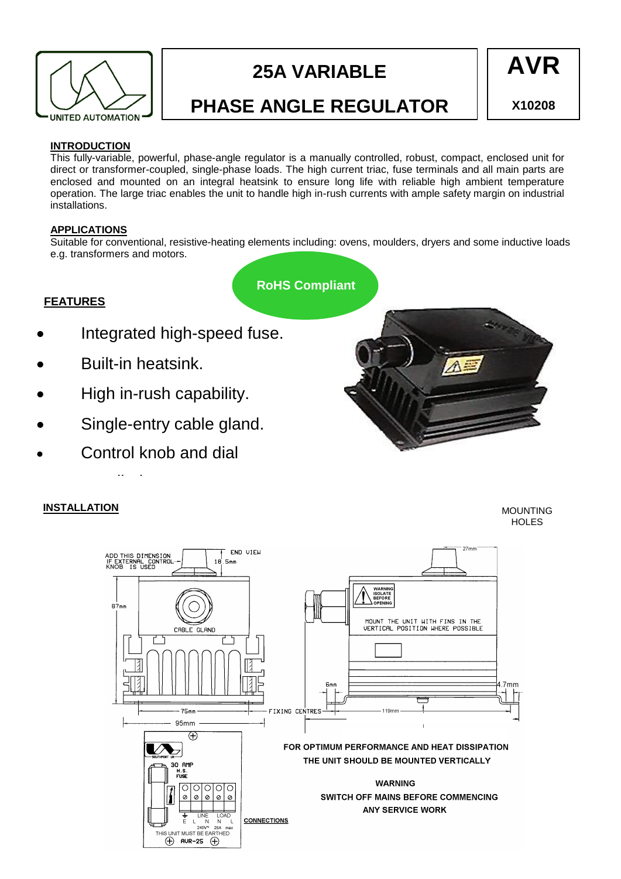# 25A VARIABLE PHASE ANGLE REGULATOR

**AVR**

**X10208**

## INTRODUCTION

This fully-variable, powerful, phase-angle regulator is a manually controlled, robust, compact, enclosed unit for direct or transformer-coupled, single-phase loads. The high current triac, fuse terminals and all main parts are enclosed and mounted on an integral heatsink to ensure long life with reliable high ambient temperature operation. The large triac enables the unit to handle high in-rush currents with ample safety margin on industrial installations.

## APPLICATIONS

Suitable for conventional, resistive-heating elements including: ovens, moulders, dryers and some inductive loads e.g. transformers and motors.

**RoHS Compliant**

## FEATURES

- Integrated high-speed fuse.
- Built-in heatsink.
- High in-rush capability.
- Single-entry cable gland.
- Control knob and dial

## INSTALLATION

MOUNTING HOLES

ADD THIS DIMENSION IF EXTERNAL CONTROL KNOB IS USED

END VIEW

18.5mm

87mm

CABLE GLAND

75mm

95mm

FIXING CENTRES

27mm

WARNING ISOLATE BEFORE OPENING

MOUNT THE UNIT WITH FINS IN THE VERTICAL POSITION WHERE POSSIBLE

6mm

4.7mm

119mm

30 AMP H.S. FUSE

E L N N L

LINE LOAD

240V~ 25A max

THIS UNIT MUST BE EARTHED

AVR-25

CONNECTIONS

**FOR OPTIMUM PERFORMANCE AND HEAT DISSIPATION THE UNIT SHOULD BE MOUNTED VERTICALLY**

**WARNING**

**SWITCH OFF MAINS BEFORE COMMENCING ANY SERVICE WORK**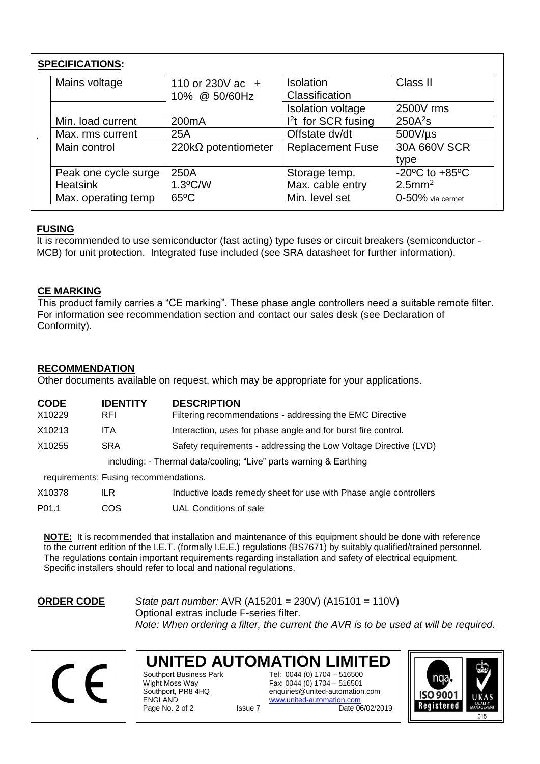## SPECIFICATIONS:

| | | | |
|---|---|---|---|
| Mains voltage | 110 or 230V ac ± 10% @ 50/60Hz | Isolation Classification | Class II |
| | | Isolation voltage | 2500V rms |
| Min. load current | 200mA | $I^2t$ for SCR fusing | $250A^2s$ |
| Max. rms current | 25A | Offstate dv/dt | 500V/µs |
| Main control | 220kΩ potentiometer | Replacement Fuse | 30A 660V SCR type |
| Peak one cycle surge | 250A | Storage temp. | -20ºC to +85ºC |
| Heatsink | 1.3ºC/W | Max. cable entry | $2.5mm^2$ |
| Max. operating temp | 65ºC | Min. level set | 0-50% via cermet |

## FUSING

It is recommended to use semiconductor (fast acting) type fuses or circuit breakers (semiconductor - MCB) for unit protection. Integrated fuse included (see SRA datasheet for further information).

## CE MARKING

This product family carries a "CE marking". These phase angle controllers need a suitable remote filter. For information see recommendation section and contact our sales desk (see Declaration of Conformity).

## RECOMMENDATION

Other documents available on request, which may be appropriate for your applications.

| CODE | IDENTITY | DESCRIPTION |
|---|---|---|
| X10229 | RFI | Filtering recommendations - addressing the EMC Directive |
| X10213 | ITA | Interaction, uses for phase angle and for burst fire control. |
| X10255 | SRA | Safety requirements - addressing the Low Voltage Directive (LVD) including: - Thermal data/cooling; "Live" parts warning & Earthing requirements; Fusing recommendations. |
| X10378 | ILR | Inductive loads remedy sheet for use with Phase angle controllers |
| P01.1 | COS | UAL Conditions of sale |

**NOTE:** It is recommended that installation and maintenance of this equipment should be done with reference to the current edition of the I.E.T. (formally I.E.E.) regulations (BS7671) by suitably qualified/trained personnel. The regulations contain important requirements regarding installation and safety of electrical equipment. Specific installers should refer to local and national regulations.

**ORDER CODE** *State part number:* AVR (A15201 = 230V) (A15101 = 110V)
Optional extras include F-series filter.
*Note: When ordering a filter, the current the AVR is to be used at will be required.*

**UNITED AUTOMATION LIMITED**

Southport Business Park
Wight Moss Way
Southport, PR8 4HQ
ENGLAND

Tel: 0044 (0) 1704 – 516500
Fax: 0044 (0) 1704 – 516501
enquiries@united-automation.com
www.united-automation.com

Issue 7 Date 06/02/2019